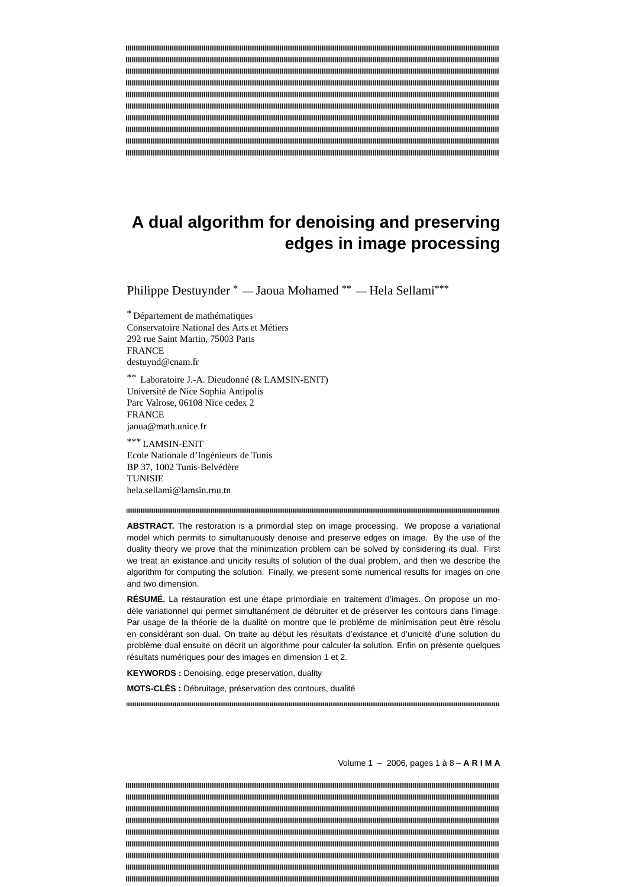# A dual algorithm for denoising and preserving edges in image processing

Philippe Destuynder [*] — Jaoua Mohamed [**] — Hela Sellami[***]

[*] Département de mathématiques
Conservatoire National des Arts et Métiers
292 rue Saint Martin, 75003 Paris
FRANCE
destuynd@cnam.fr

[**] Laboratoire J.-A. Dieudonné (& LAMSIN-ENIT)
Université de Nice Sophia Antipolis
Parc Valrose, 06108 Nice cedex 2
FRANCE
jaoua@math.unice.fr

[***] LAMSIN-ENIT
Ecole Nationale d'Ingénieurs de Tunis
BP 37, 1002 Tunis-Belvédère
TUNISIE
hela.sellami@lamsin.rnu.tn

**ABSTRACT.** The restoration is a primordial step on image processing. We propose a variational model which permits to simultanuously denoise and preserve edges on image. By the use of the duality theory we prove that the minimization problem can be solved by considering its dual. First we treat an existance and unicity results of solution of the dual problem, and then we describe the algorithm for computing the solution. Finally, we present some numerical results for images on one and two dimension.

**RÉSUMÉ.** La restauration est une étape primordiale en traitement d'images. On propose un modèle variationnel qui permet simultanément de débruiter et de préserver les contours dans l'image. Par usage de la théorie de la dualité on montre que le problème de minimisation peut être résolu en considérant son dual. On traite au début les résultats d'existance et d'unicité d'une solution du problème dual ensuite on décrit un algorithme pour calculer la solution. Enfin on présente quelques résultats numériques pour des images en dimension 1 et 2.

**KEYWORDS :** Denoising, edge preservation, duality

**MOTS-CLÉS :** Débruitage, préservation des contours, dualité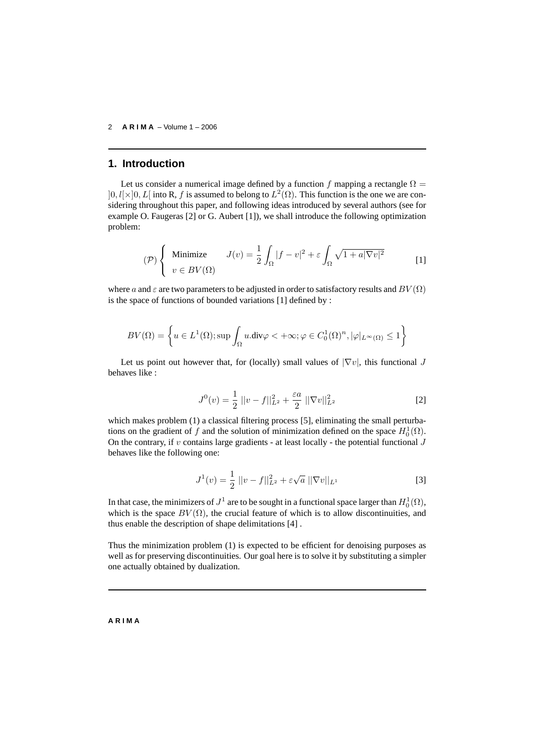## 1. Introduction

Let us consider a numerical image defined by a function $f$ mapping a rectangle $\Omega = ]0, l[\times]0, L[$ into R, $f$ is assumed to belong to $L^2(\Omega)$. This function is the one we are considering throughout this paper, and following ideas introduced by several authors (see for example O. Faugeras [2] or G. Aubert [1]), we shall introduce the following optimization problem:

$$(\mathcal{P}) \left\{ \begin{array}{ll} \text{Minimize} & J(v) = \dfrac{1}{2} \displaystyle\int_\Omega |f - v|^2 + \varepsilon \int_\Omega \sqrt{1 + a|\nabla v|^2} \\ v \in BV(\Omega) & \end{array} \right. \qquad [1]$$

where $a$ and $\varepsilon$ are two parameters to be adjusted in order to satisfactory results and $BV(\Omega)$ is the space of functions of bounded variations [1] defined by :

$$BV(\Omega) = \left\{ u \in L^1(\Omega); \sup \int_\Omega u.\text{div}\varphi < +\infty; \varphi \in C_0^1(\Omega)^n, |\varphi|_{L^\infty(\Omega)} \leq 1 \right\}$$

Let us point out however that, for (locally) small values of $|\nabla v|$, this functional $J$ behaves like :

$$J^0(v) = \frac{1}{2} \, ||v - f||_{L^2}^2 + \frac{\varepsilon a}{2} \, ||\nabla v||_{L^2}^2 \qquad [2]$$

which makes problem (1) a classical filtering process [5], eliminating the small perturbations on the gradient of $f$ and the solution of minimization defined on the space $H_0^1(\Omega)$. On the contrary, if $v$ contains large gradients - at least locally - the potential functional $J$ behaves like the following one:

$$J^1(v) = \frac{1}{2} \, ||v - f||_{L^2}^2 + \varepsilon\sqrt{a} \, ||\nabla v||_{L^1} \qquad [3]$$

In that case, the minimizers of $J^1$ are to be sought in a functional space larger than $H_0^1(\Omega)$, which is the space $BV(\Omega)$, the crucial feature of which is to allow discontinuities, and thus enable the description of shape delimitations [4] .

Thus the minimization problem (1) is expected to be efficient for denoising purposes as well as for preserving discontinuities. Our goal here is to solve it by substituting a simpler one actually obtained by dualization.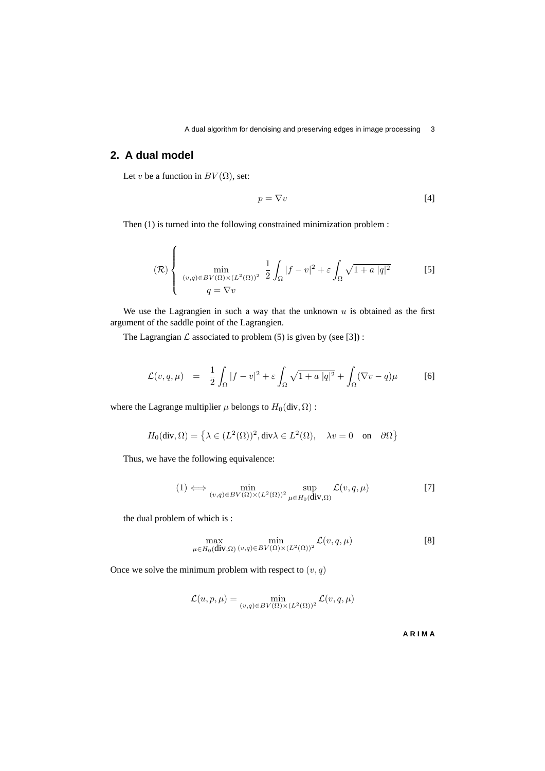## 2. A dual model

Let $v$ be a function in $BV(\Omega)$, set:

$$p = \nabla v \tag{4}$$

Then (1) is turned into the following constrained minimization problem :

$$(\mathcal{R}) \begin{cases} \displaystyle\min_{(v,q)\in BV(\Omega)\times(L^2(\Omega))^2} \frac{1}{2}\int_\Omega |f-v|^2 + \varepsilon \int_\Omega \sqrt{1+a\,|q|^2} \\ q = \nabla v \end{cases} \tag{5}$$

We use the Lagrangien in such a way that the unknown $u$ is obtained as the first argument of the saddle point of the Lagrangien.

The Lagrangian $\mathcal{L}$ associated to problem (5) is given by (see [3]) :

$$\mathcal{L}(v,q,\mu) \;=\; \frac{1}{2}\int_\Omega |f-v|^2 + \varepsilon \int_\Omega \sqrt{1+a\,|q|^2} + \int_\Omega (\nabla v - q)\mu \tag{6}$$

where the Lagrange multiplier $\mu$ belongs to $H_0(\text{div},\Omega)$ :

$$H_0(\text{div},\Omega) = \left\{\lambda \in (L^2(\Omega))^2, \text{div}\lambda \in L^2(\Omega), \quad \lambda v = 0 \quad \text{on} \quad \partial\Omega\right\}$$

Thus, we have the following equivalence:

$$(1) \Longleftrightarrow \min_{(v,q)\in BV(\Omega)\times(L^2(\Omega))^2} \; \sup_{\mu\in H_0(\textbf{div},\Omega)} \mathcal{L}(v,q,\mu) \tag{7}$$

the dual problem of which is :

$$\max_{\mu\in H_0(\textbf{div},\Omega)} \; \min_{(v,q)\in BV(\Omega)\times(L^2(\Omega))^2} \mathcal{L}(v,q,\mu) \tag{8}$$

Once we solve the minimum problem with respect to $(v,q)$

$$\mathcal{L}(u,p,\mu) = \min_{(v,q)\in BV(\Omega)\times(L^2(\Omega))^2} \mathcal{L}(v,q,\mu)$$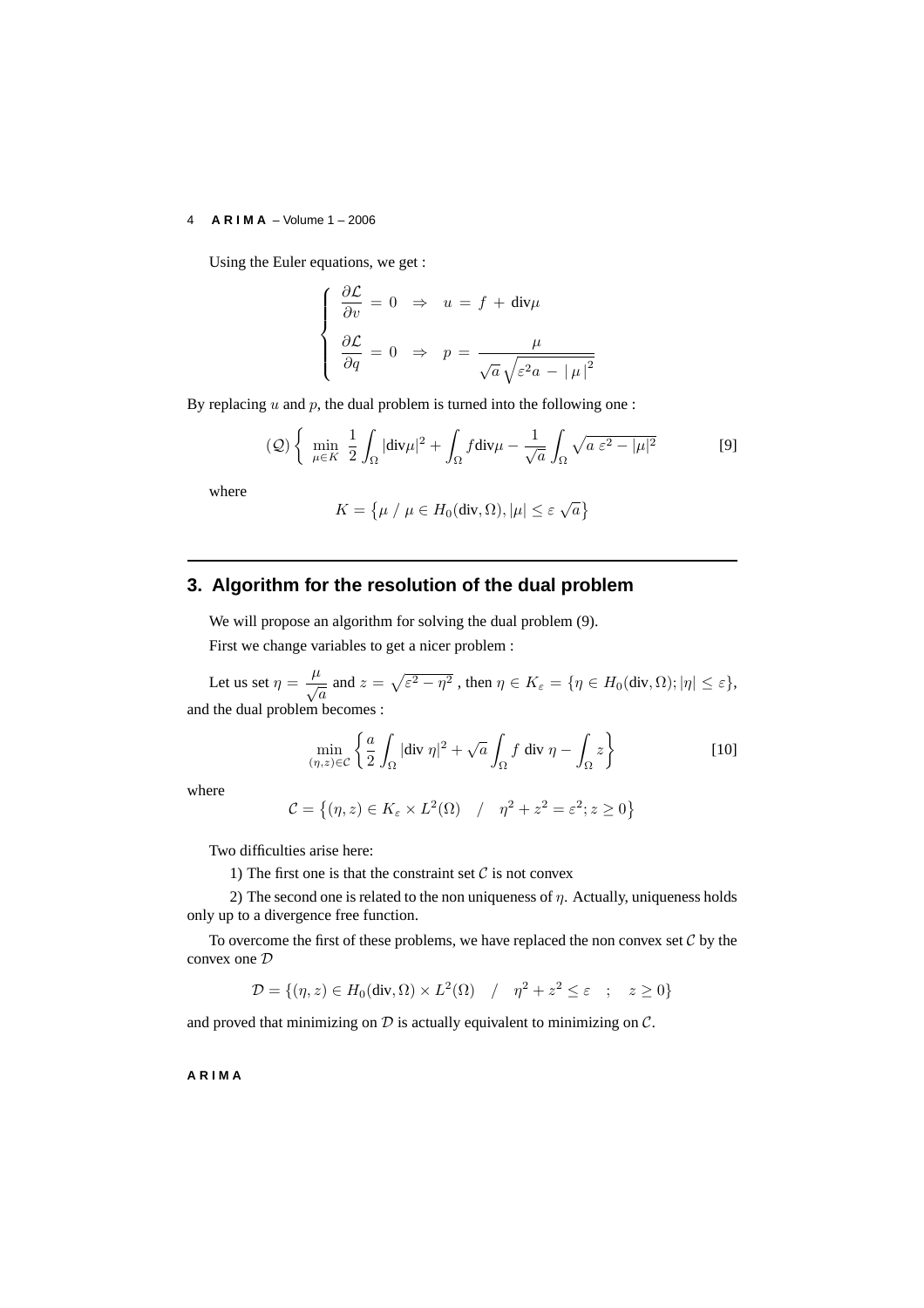Using the Euler equations, we get :

$$\left\{ \begin{array}{l} \dfrac{\partial \mathcal{L}}{\partial v} = 0 \quad \Rightarrow \quad u = f + \text{div}\mu \\ \\ \dfrac{\partial \mathcal{L}}{\partial q} = 0 \quad \Rightarrow \quad p = \dfrac{\mu}{\sqrt{a}\sqrt{\varepsilon^2 a - |\mu|^2}} \end{array} \right.$$

By replacing $u$ and $p$, the dual problem is turned into the following one :

$$(\mathcal{Q}) \left\{ \min_{\mu \in K} \frac{1}{2} \int_\Omega |\text{div}\mu|^2 + \int_\Omega f \text{div}\mu - \frac{1}{\sqrt{a}} \int_\Omega \sqrt{a\, \varepsilon^2 - |\mu|^2} \right. \qquad [9]$$

where

$$K = \left\{ \mu \;/\; \mu \in H_0(\text{div}, \Omega), |\mu| \leq \varepsilon \sqrt{a} \right\}$$

## 3. Algorithm for the resolution of the dual problem

We will propose an algorithm for solving the dual problem (9).

First we change variables to get a nicer problem :

Let us set $\eta = \dfrac{\mu}{\sqrt{a}}$ and $z = \sqrt{\varepsilon^2 - \eta^2}$ , then $\eta \in K_\varepsilon = \{\eta \in H_0(\text{div}, \Omega); |\eta| \leq \varepsilon\}$, and the dual problem becomes :

$$\min_{(\eta, z) \in \mathcal{C}} \left\{ \frac{a}{2} \int_\Omega |\text{div}\; \eta|^2 + \sqrt{a} \int_\Omega f \;\text{div}\; \eta - \int_\Omega z \right\} \qquad [10]$$

where

$$\mathcal{C} = \left\{ (\eta, z) \in K_\varepsilon \times L^2(\Omega) \quad / \quad \eta^2 + z^2 = \varepsilon^2; z \geq 0 \right\}$$

Two difficulties arise here:

1) The first one is that the constraint set $\mathcal{C}$ is not convex

2) The second one is related to the non uniqueness of $\eta$. Actually, uniqueness holds only up to a divergence free function.

To overcome the first of these problems, we have replaced the non convex set $\mathcal{C}$ by the convex one $\mathcal{D}$

$$\mathcal{D} = \{(\eta, z) \in H_0(\text{div}, \Omega) \times L^2(\Omega) \quad / \quad \eta^2 + z^2 \leq \varepsilon \quad ; \quad z \geq 0\}$$

and proved that minimizing on $\mathcal{D}$ is actually equivalent to minimizing on $\mathcal{C}$.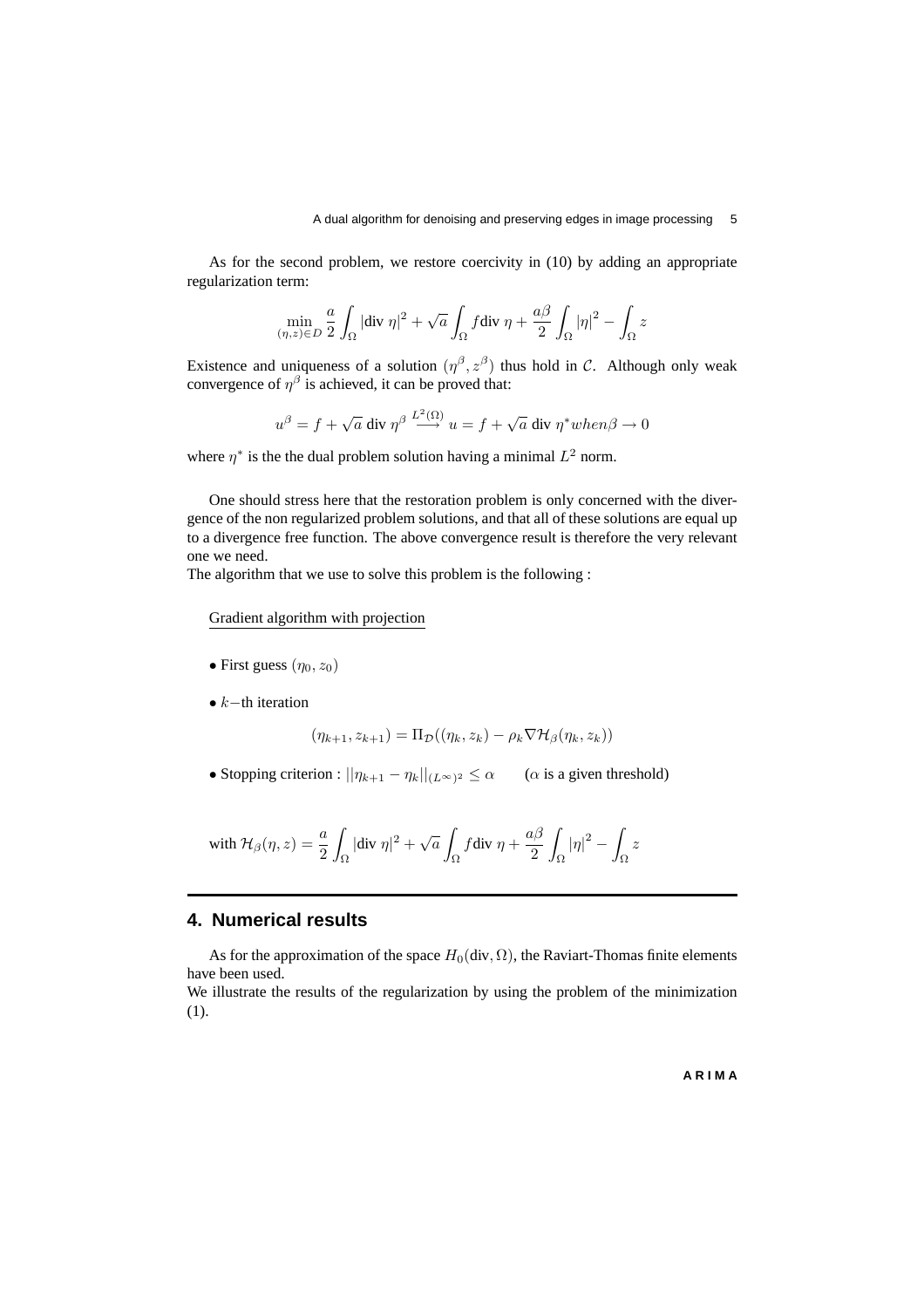As for the second problem, we restore coercivity in (10) by adding an appropriate regularization term:

$$\min_{(\eta,z)\in D} \frac{a}{2}\int_\Omega |\text{div }\eta|^2 + \sqrt{a}\int_\Omega f\text{div }\eta + \frac{a\beta}{2}\int_\Omega |\eta|^2 - \int_\Omega z$$

Existence and uniqueness of a solution $(\eta^\beta, z^\beta)$ thus hold in $\mathcal{C}$. Although only weak convergence of $\eta^\beta$ is achieved, it can be proved that:

$$u^\beta = f + \sqrt{a}\text{ div }\eta^\beta \stackrel{L^2(\Omega)}{\longrightarrow} u = f + \sqrt{a}\text{ div }\eta^* when \beta \to 0$$

where $\eta^*$ is the the dual problem solution having a minimal $L^2$ norm.

One should stress here that the restoration problem is only concerned with the divergence of the non regularized problem solutions, and that all of these solutions are equal up to a divergence free function. The above convergence result is therefore the very relevant one we need.

The algorithm that we use to solve this problem is the following :

Gradient algorithm with projection

- First guess $(\eta_0, z_0)$
- $k-$th iteration

$$(\eta_{k+1}, z_{k+1}) = \Pi_{\mathcal{D}}((\eta_k, z_k) - \rho_k \nabla \mathcal{H}_\beta(\eta_k, z_k))$$

- Stopping criterion : $||\eta_{k+1} - \eta_k||_{(L^\infty)^2} \leq \alpha$ ($\alpha$ is a given threshold)

with $\mathcal{H}_\beta(\eta, z) = \frac{a}{2}\int_\Omega |\text{div }\eta|^2 + \sqrt{a}\int_\Omega f\text{div }\eta + \frac{a\beta}{2}\int_\Omega |\eta|^2 - \int_\Omega z$

## 4. Numerical results

As for the approximation of the space $H_0(\text{div}, \Omega)$, the Raviart-Thomas finite elements have been used.

We illustrate the results of the regularization by using the problem of the minimization (1).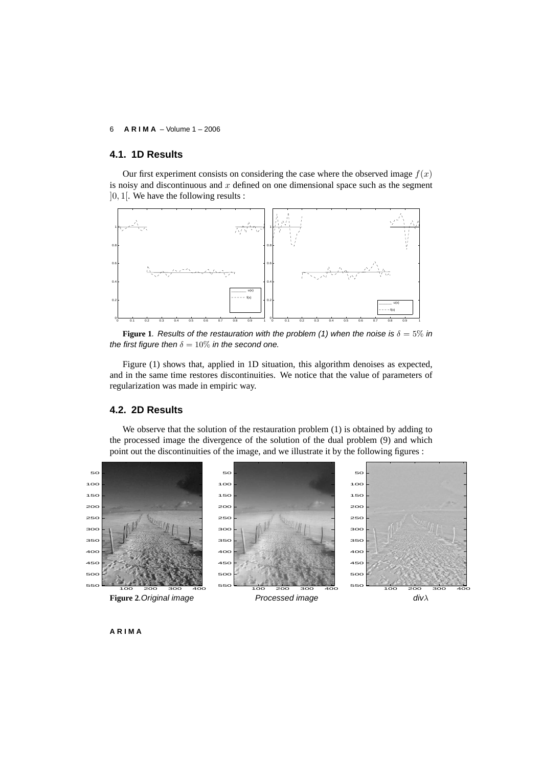## 4.1. 1D Results

Our first experiment consists on considering the case where the observed image $f(x)$ is noisy and discontinuous and $x$ defined on one dimensional space such as the segment $]0,1[$. We have the following results :

**Figure 1**. *Results of the restauration with the problem (1) when the noise is $\delta = 5\%$ in the first figure then $\delta = 10\%$ in the second one.*

Figure (1) shows that, applied in 1D situation, this algorithm denoises as expected, and in the same time restores discontinuities. We notice that the value of parameters of regularization was made in empiric way.

## 4.2. 2D Results

We observe that the solution of the restauration problem (1) is obtained by adding to the processed image the divergence of the solution of the dual problem (9) and which point out the discontinuities of the image, and we illustrate it by the following figures :

**Figure 2**.*Original image* *Processed image* *div$\lambda$*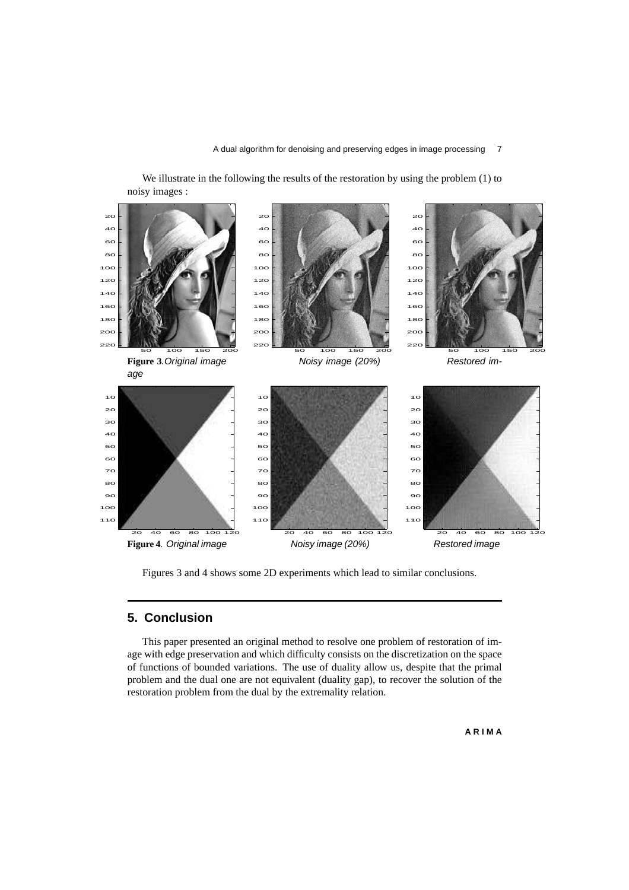We illustrate in the following the results of the restoration by using the problem (1) to noisy images :

**Figure 3**. *Original image* *Noisy image (20%)* *Restored image*

**Figure 4**. *Original image* *Noisy image (20%)* *Restored image*

Figures 3 and 4 shows some 2D experiments which lead to similar conclusions.

## 5. Conclusion

This paper presented an original method to resolve one problem of restoration of image with edge preservation and which difficulty consists on the discretization on the space of functions of bounded variations. The use of duality allow us, despite that the primal problem and the dual one are not equivalent (duality gap), to recover the solution of the restoration problem from the dual by the extremality relation.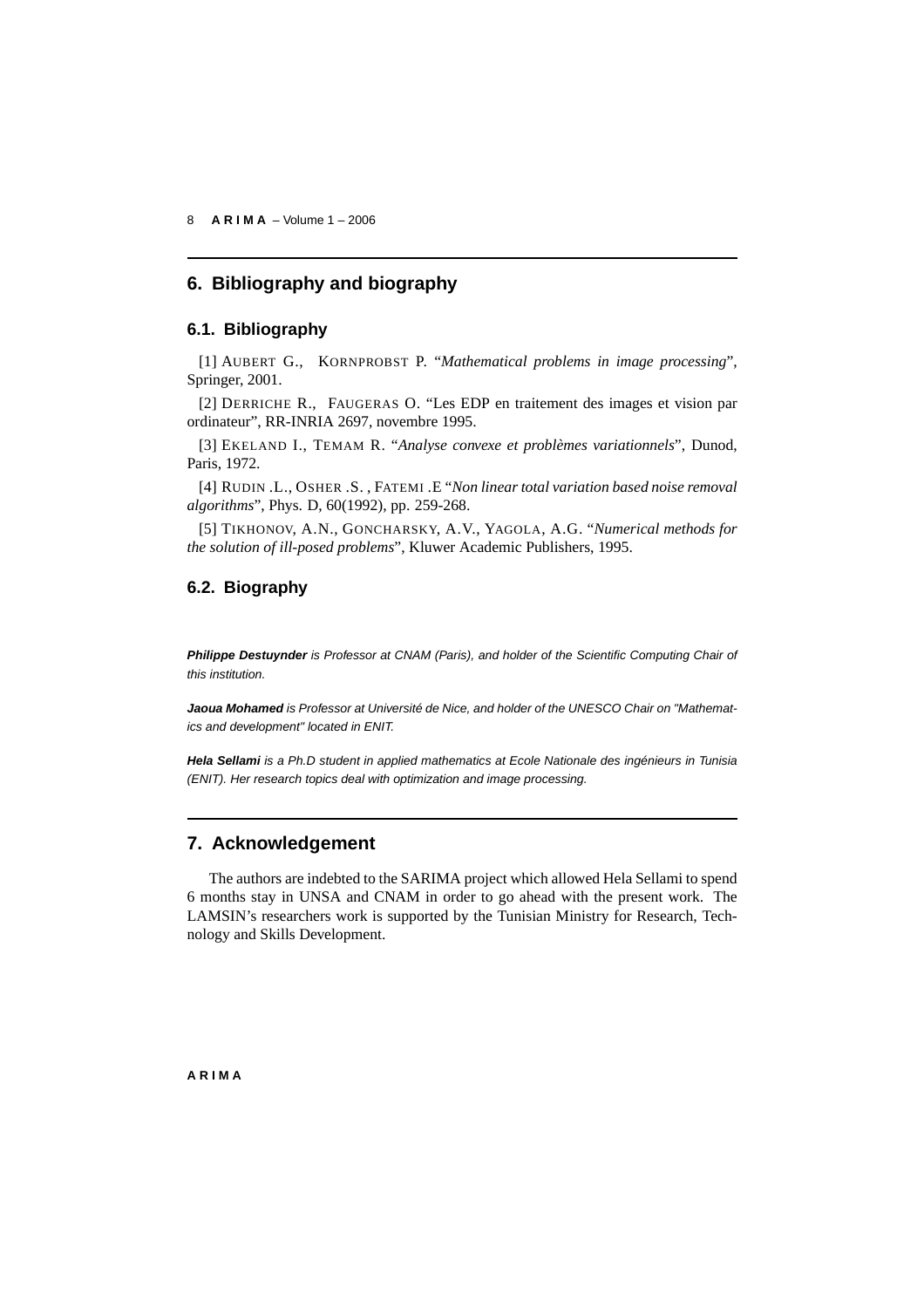## 6. Bibliography and biography

### 6.1. Bibliography

[1] AUBERT G., KORNPROBST P. "*Mathematical problems in image processing*", Springer, 2001.

[2] DERRICHE R., FAUGERAS O. "Les EDP en traitement des images et vision par ordinateur", RR-INRIA 2697, novembre 1995.

[3] EKELAND I., TEMAM R. "*Analyse convexe et problèmes variationnels*", Dunod, Paris, 1972.

[4] RUDIN .L., OSHER .S. , FATEMI .E "*Non linear total variation based noise removal algorithms*", Phys. D, 60(1992), pp. 259-268.

[5] TIKHONOV, A.N., GONCHARSKY, A.V., YAGOLA, A.G. "*Numerical methods for the solution of ill-posed problems*", Kluwer Academic Publishers, 1995.

### 6.2. Biography

***Philippe Destuynder*** *is Professor at CNAM (Paris), and holder of the Scientific Computing Chair of this institution.*

***Jaoua Mohamed*** *is Professor at Université de Nice, and holder of the UNESCO Chair on "Mathematics and development" located in ENIT.*

***Hela Sellami*** *is a Ph.D student in applied mathematics at Ecole Nationale des ingénieurs in Tunisia (ENIT). Her research topics deal with optimization and image processing.*

## 7. Acknowledgement

The authors are indebted to the SARIMA project which allowed Hela Sellami to spend 6 months stay in UNSA and CNAM in order to go ahead with the present work. The LAMSIN's researchers work is supported by the Tunisian Ministry for Research, Technology and Skills Development.